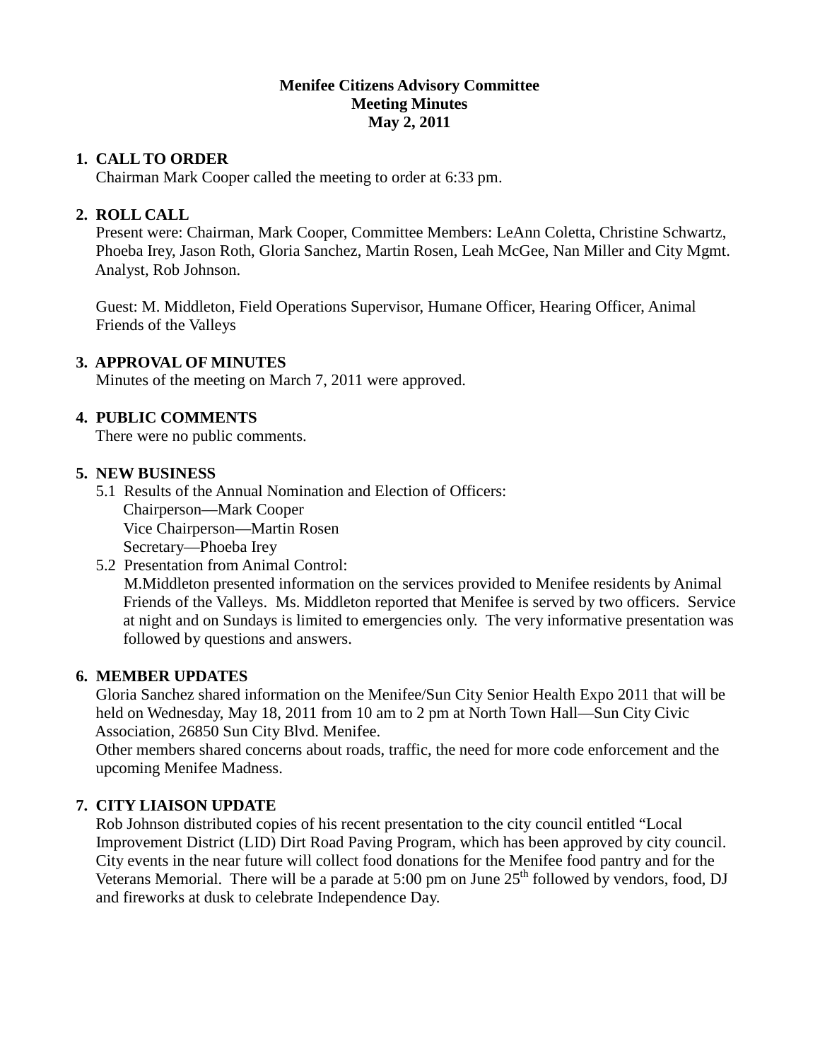**Menifee Citizens Advisory Committee**
**Meeting Minutes**
**May 2, 2011**

1. **CALL TO ORDER**
   Chairman Mark Cooper called the meeting to order at 6:33 pm.

2. **ROLL CALL**
   Present were: Chairman, Mark Cooper, Committee Members: LeAnn Coletta, Christine Schwartz, Phoeba Irey, Jason Roth, Gloria Sanchez, Martin Rosen, Leah McGee, Nan Miller and City Mgmt. Analyst, Rob Johnson.

   Guest: M. Middleton, Field Operations Supervisor, Humane Officer, Hearing Officer, Animal Friends of the Valleys

3. **APPROVAL OF MINUTES**
   Minutes of the meeting on March 7, 2011 were approved.

4. **PUBLIC COMMENTS**
   There were no public comments.

5. **NEW BUSINESS**
   5.1 Results of the Annual Nomination and Election of Officers:
   Chairperson—Mark Cooper
   Vice Chairperson—Martin Rosen
   Secretary—Phoeba Irey

   5.2 Presentation from Animal Control:
   M.Middleton presented information on the services provided to Menifee residents by Animal Friends of the Valleys. Ms. Middleton reported that Menifee is served by two officers. Service at night and on Sundays is limited to emergencies only. The very informative presentation was followed by questions and answers.

6. **MEMBER UPDATES**
   Gloria Sanchez shared information on the Menifee/Sun City Senior Health Expo 2011 that will be held on Wednesday, May 18, 2011 from 10 am to 2 pm at North Town Hall—Sun City Civic Association, 26850 Sun City Blvd. Menifee.
   Other members shared concerns about roads, traffic, the need for more code enforcement and the upcoming Menifee Madness.

7. **CITY LIAISON UPDATE**
   Rob Johnson distributed copies of his recent presentation to the city council entitled "Local Improvement District (LID) Dirt Road Paving Program, which has been approved by city council. City events in the near future will collect food donations for the Menifee food pantry and for the Veterans Memorial. There will be a parade at 5:00 pm on June 25th followed by vendors, food, DJ and fireworks at dusk to celebrate Independence Day.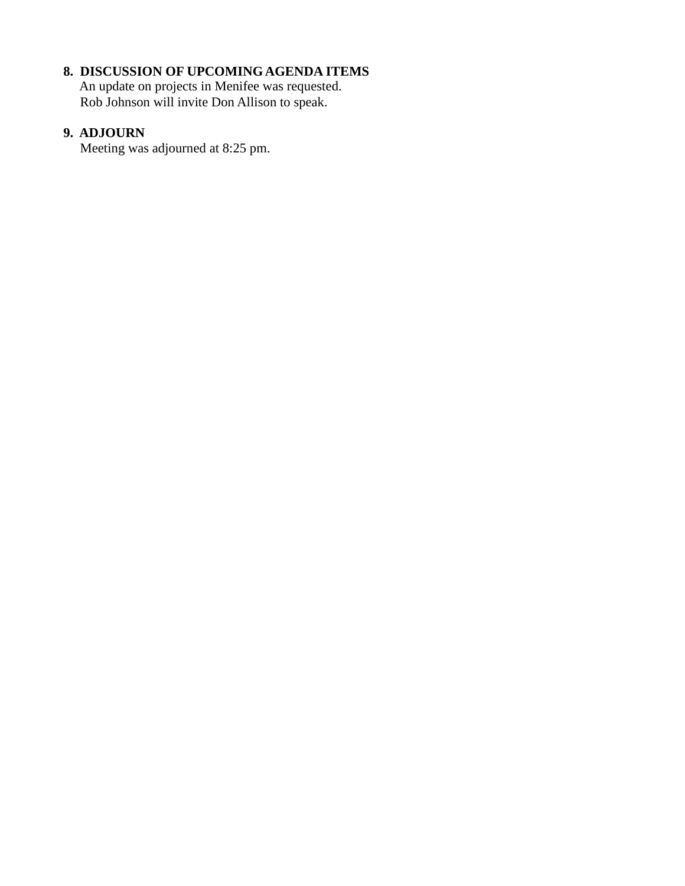**8. DISCUSSION OF UPCOMING AGENDA ITEMS**

An update on projects in Menifee was requested.
Rob Johnson will invite Don Allison to speak.

**9. ADJOURN**

Meeting was adjourned at 8:25 pm.